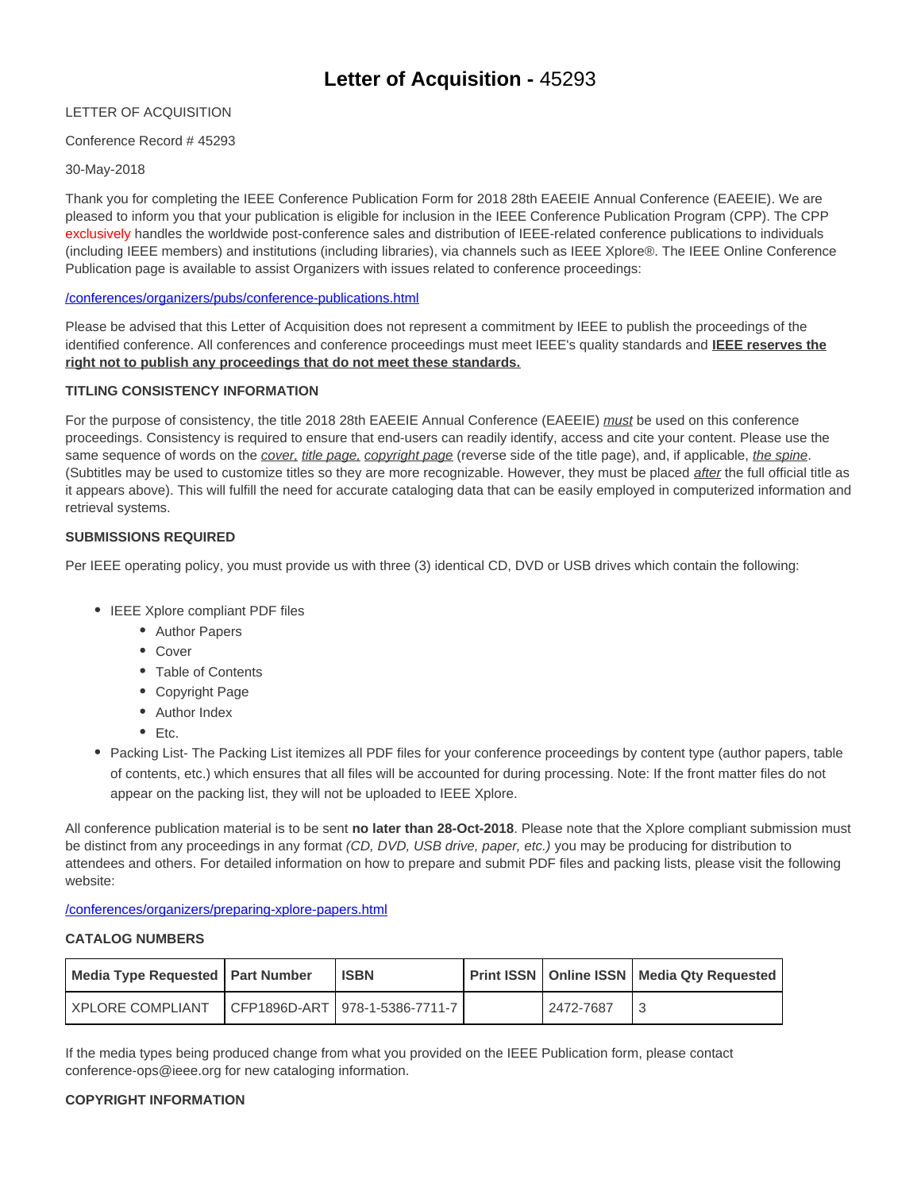# Letter of Acquisition - 45293

LETTER OF ACQUISITION

Conference Record # 45293

30-May-2018

Thank you for completing the IEEE Conference Publication Form for 2018 28th EAEEIE Annual Conference (EAEEIE). We are pleased to inform you that your publication is eligible for inclusion in the IEEE Conference Publication Program (CPP). The CPP exclusively handles the worldwide post-conference sales and distribution of IEEE-related conference publications to individuals (including IEEE members) and institutions (including libraries), via channels such as IEEE Xplore®. The IEEE Online Conference Publication page is available to assist Organizers with issues related to conference proceedings:

/conferences/organizers/pubs/conference-publications.html

Please be advised that this Letter of Acquisition does not represent a commitment by IEEE to publish the proceedings of the identified conference. All conferences and conference proceedings must meet IEEE's quality standards and **IEEE reserves the right not to publish any proceedings that do not meet these standards.**

**TITLING CONSISTENCY INFORMATION**

For the purpose of consistency, the title 2018 28th EAEEIE Annual Conference (EAEEIE) *must* be used on this conference proceedings. Consistency is required to ensure that end-users can readily identify, access and cite your content. Please use the same sequence of words on the *cover*, *title page*, *copyright page* (reverse side of the title page), and, if applicable, *the spine*. (Subtitles may be used to customize titles so they are more recognizable. However, they must be placed *after* the full official title as it appears above). This will fulfill the need for accurate cataloging data that can be easily employed in computerized information and retrieval systems.

**SUBMISSIONS REQUIRED**

Per IEEE operating policy, you must provide us with three (3) identical CD, DVD or USB drives which contain the following:

- IEEE Xplore compliant PDF files
  - Author Papers
  - Cover
  - Table of Contents
  - Copyright Page
  - Author Index
  - Etc.
- Packing List- The Packing List itemizes all PDF files for your conference proceedings by content type (author papers, table of contents, etc.) which ensures that all files will be accounted for during processing. Note: If the front matter files do not appear on the packing list, they will not be uploaded to IEEE Xplore.

All conference publication material is to be sent **no later than 28-Oct-2018**. Please note that the Xplore compliant submission must be distinct from any proceedings in any format *(CD, DVD, USB drive, paper, etc.)* you may be producing for distribution to attendees and others. For detailed information on how to prepare and submit PDF files and packing lists, please visit the following website:

/conferences/organizers/preparing-xplore-papers.html

**CATALOG NUMBERS**

| Media Type Requested | Part Number | ISBN | Print ISSN | Online ISSN | Media Qty Requested |
|---|---|---|---|---|---|
| XPLORE COMPLIANT | CFP1896D-ART | 978-1-5386-7711-7 | | 2472-7687 | 3 |

If the media types being produced change from what you provided on the IEEE Publication form, please contact conference-ops@ieee.org for new cataloging information.

**COPYRIGHT INFORMATION**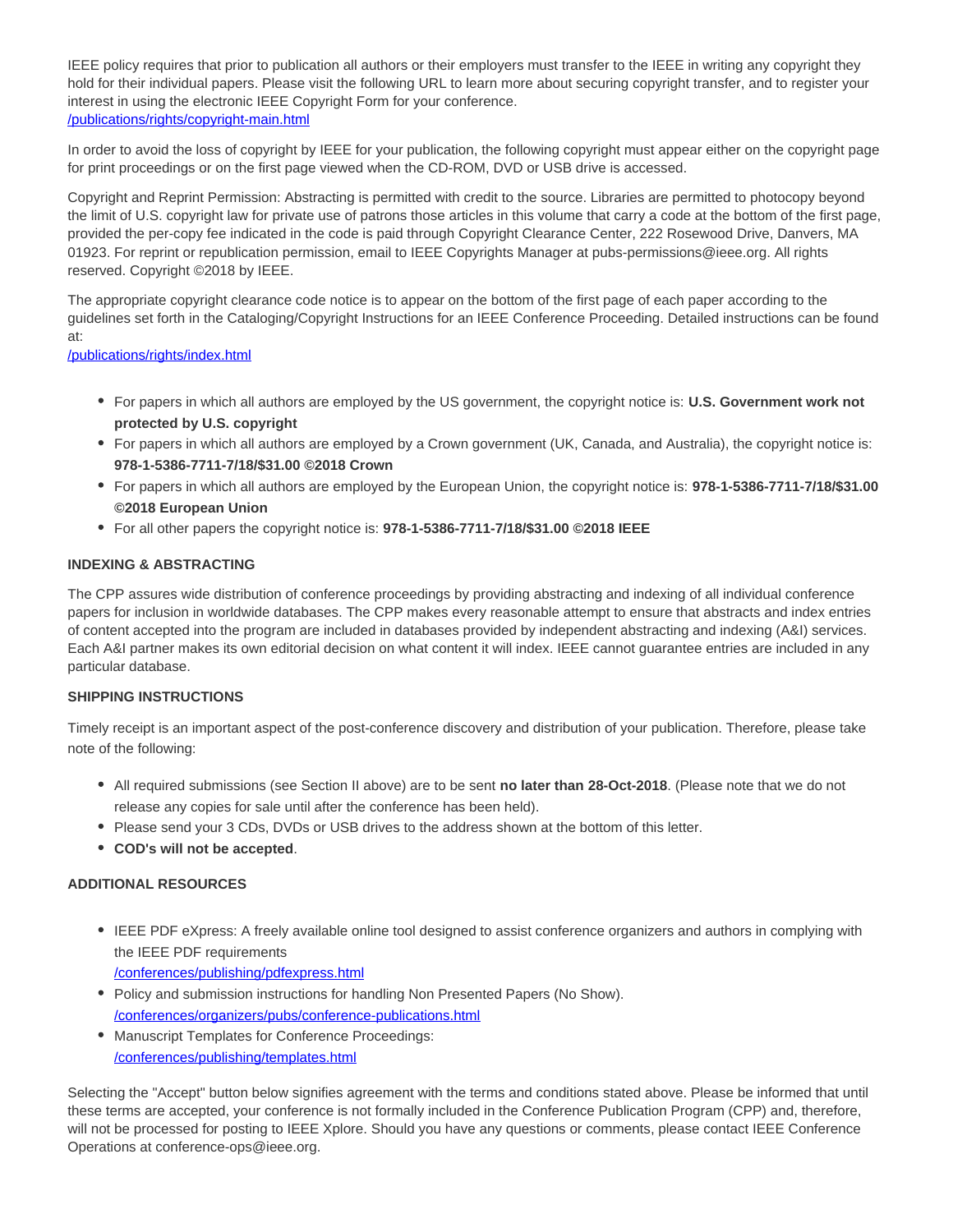IEEE policy requires that prior to publication all authors or their employers must transfer to the IEEE in writing any copyright they hold for their individual papers. Please visit the following URL to learn more about securing copyright transfer, and to register your interest in using the electronic IEEE Copyright Form for your conference.
[/publications/rights/copyright-main.html](/publications/rights/copyright-main.html)

In order to avoid the loss of copyright by IEEE for your publication, the following copyright must appear either on the copyright page for print proceedings or on the first page viewed when the CD-ROM, DVD or USB drive is accessed.

Copyright and Reprint Permission: Abstracting is permitted with credit to the source. Libraries are permitted to photocopy beyond the limit of U.S. copyright law for private use of patrons those articles in this volume that carry a code at the bottom of the first page, provided the per-copy fee indicated in the code is paid through Copyright Clearance Center, 222 Rosewood Drive, Danvers, MA 01923. For reprint or republication permission, email to IEEE Copyrights Manager at pubs-permissions@ieee.org. All rights reserved. Copyright ©2018 by IEEE.

The appropriate copyright clearance code notice is to appear on the bottom of the first page of each paper according to the guidelines set forth in the Cataloging/Copyright Instructions for an IEEE Conference Proceeding. Detailed instructions can be found at:
[/publications/rights/index.html](/publications/rights/index.html)

- For papers in which all authors are employed by the US government, the copyright notice is: **U.S. Government work not protected by U.S. copyright**
- For papers in which all authors are employed by a Crown government (UK, Canada, and Australia), the copyright notice is: **978-1-5386-7711-7/18/$31.00 ©2018 Crown**
- For papers in which all authors are employed by the European Union, the copyright notice is: **978-1-5386-7711-7/18/$31.00 ©2018 European Union**
- For all other papers the copyright notice is: **978-1-5386-7711-7/18/$31.00 ©2018 IEEE**

**INDEXING & ABSTRACTING**

The CPP assures wide distribution of conference proceedings by providing abstracting and indexing of all individual conference papers for inclusion in worldwide databases. The CPP makes every reasonable attempt to ensure that abstracts and index entries of content accepted into the program are included in databases provided by independent abstracting and indexing (A&I) services. Each A&I partner makes its own editorial decision on what content it will index. IEEE cannot guarantee entries are included in any particular database.

**SHIPPING INSTRUCTIONS**

Timely receipt is an important aspect of the post-conference discovery and distribution of your publication. Therefore, please take note of the following:

- All required submissions (see Section II above) are to be sent **no later than 28-Oct-2018**. (Please note that we do not release any copies for sale until after the conference has been held).
- Please send your 3 CDs, DVDs or USB drives to the address shown at the bottom of this letter.
- **COD's will not be accepted**.

**ADDITIONAL RESOURCES**

- IEEE PDF eXpress: A freely available online tool designed to assist conference organizers and authors in complying with the IEEE PDF requirements
  [/conferences/publishing/pdfexpress.html](/conferences/publishing/pdfexpress.html)
- Policy and submission instructions for handling Non Presented Papers (No Show).
  [/conferences/organizers/pubs/conference-publications.html](/conferences/organizers/pubs/conference-publications.html)
- Manuscript Templates for Conference Proceedings:
  [/conferences/publishing/templates.html](/conferences/publishing/templates.html)

Selecting the "Accept" button below signifies agreement with the terms and conditions stated above. Please be informed that until these terms are accepted, your conference is not formally included in the Conference Publication Program (CPP) and, therefore, will not be processed for posting to IEEE Xplore. Should you have any questions or comments, please contact IEEE Conference Operations at conference-ops@ieee.org.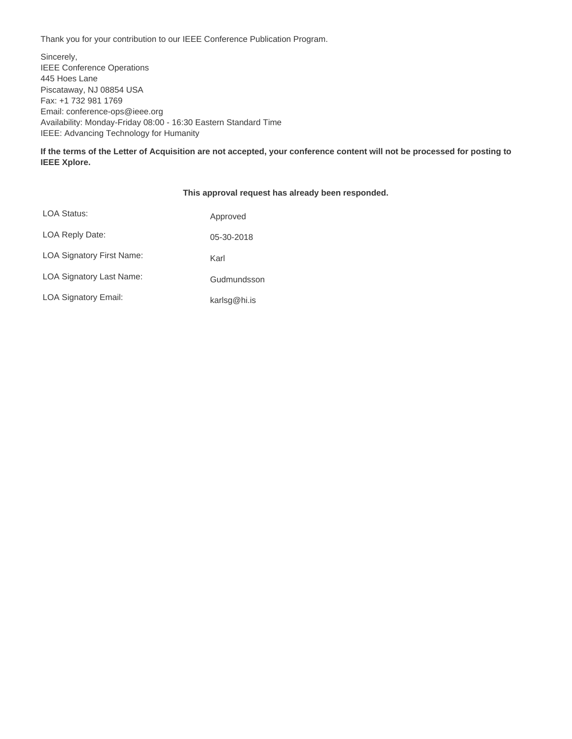Thank you for your contribution to our IEEE Conference Publication Program.

Sincerely,
IEEE Conference Operations
445 Hoes Lane
Piscataway, NJ 08854 USA
Fax: +1 732 981 1769
Email: conference-ops@ieee.org
Availability: Monday-Friday 08:00 - 16:30 Eastern Standard Time
IEEE: Advancing Technology for Humanity

**If the terms of the Letter of Acquisition are not accepted, your conference content will not be processed for posting to IEEE Xplore.**

**This approval request has already been responded.**

| | |
|---|---|
| LOA Status: | Approved |
| LOA Reply Date: | 05-30-2018 |
| LOA Signatory First Name: | Karl |
| LOA Signatory Last Name: | Gudmundsson |
| LOA Signatory Email: | karlsg@hi.is |